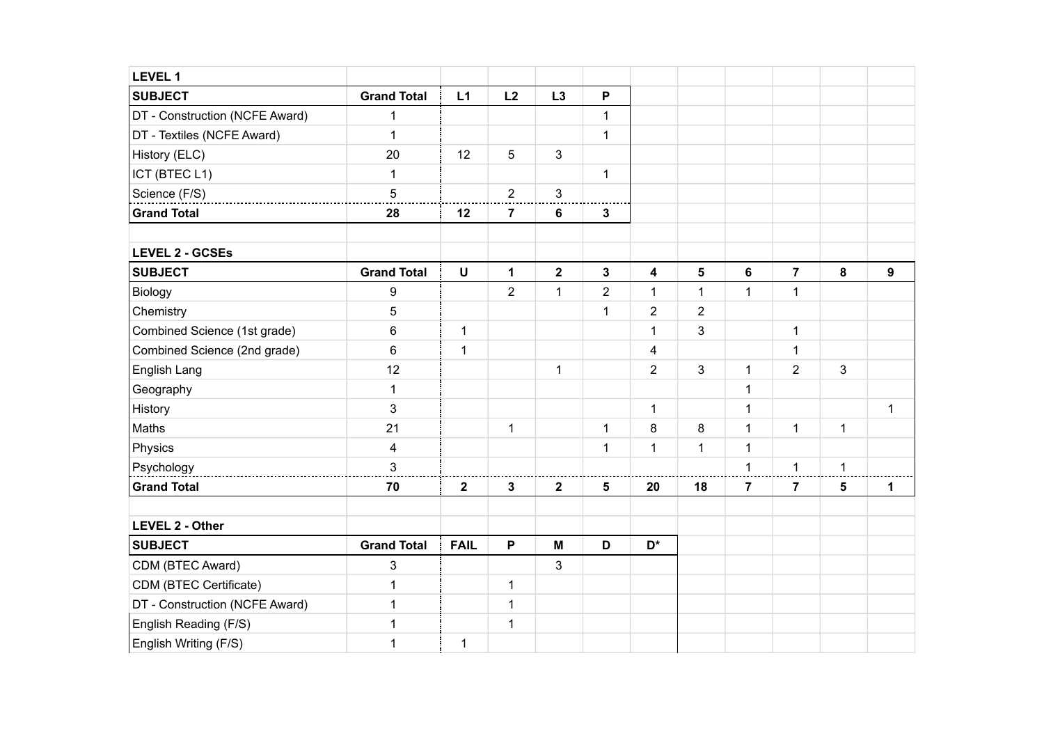## LEVEL 1

| SUBJECT | Grand Total | L1 | L2 | L3 | P |
|---|---|---|---|---|---|
| DT - Construction (NCFE Award) | 1 | | | | 1 |
| DT - Textiles (NCFE Award) | 1 | | | | 1 |
| History (ELC) | 20 | 12 | 5 | 3 | |
| ICT (BTEC L1) | 1 | | | | 1 |
| Science (F/S) | 5 | | 2 | 3 | |
| **Grand Total** | **28** | **12** | **7** | **6** | **3** |

## LEVEL 2 - GCSEs

| SUBJECT | Grand Total | U | 1 | 2 | 3 | 4 | 5 | 6 | 7 | 8 | 9 |
|---|---|---|---|---|---|---|---|---|---|---|---|
| Biology | 9 | | 2 | 1 | 2 | 1 | 1 | 1 | 1 | | |
| Chemistry | 5 | | | | 1 | 2 | 2 | | | | |
| Combined Science (1st grade) | 6 | 1 | | | | 1 | 3 | | 1 | | |
| Combined Science (2nd grade) | 6 | 1 | | | | 4 | | | 1 | | |
| English Lang | 12 | | | 1 | | 2 | 3 | 1 | 2 | 3 | |
| Geography | 1 | | | | | | | 1 | | | |
| History | 3 | | | | | 1 | | 1 | | | 1 |
| Maths | 21 | | 1 | | 1 | 8 | 8 | 1 | 1 | 1 | |
| Physics | 4 | | | | 1 | 1 | 1 | 1 | | | |
| Psychology | 3 | | | | | | | 1 | 1 | 1 | |
| **Grand Total** | **70** | **2** | **3** | **2** | **5** | **20** | **18** | **7** | **7** | **5** | **1** |

## LEVEL 2 - Other

| SUBJECT | Grand Total | FAIL | P | M | D | D* |
|---|---|---|---|---|---|---|
| CDM (BTEC Award) | 3 | | | 3 | | |
| CDM (BTEC Certificate) | 1 | | 1 | | | |
| DT - Construction (NCFE Award) | 1 | | 1 | | | |
| English Reading (F/S) | 1 | | 1 | | | |
| English Writing (F/S) | 1 | 1 | | | | |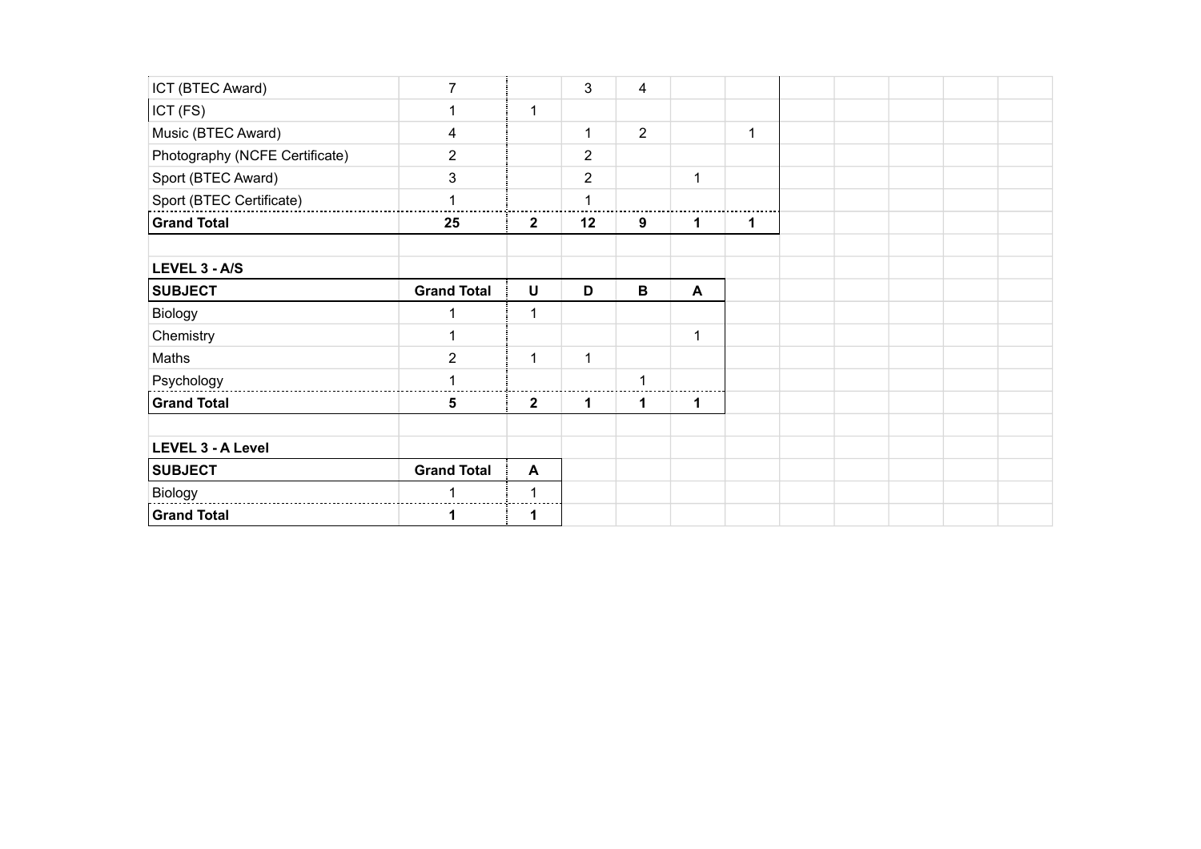| | | | | | | |
|---|---|---|---|---|---|---|
| ICT (BTEC Award) | 7 | | 3 | 4 | | |
| ICT (FS) | 1 | 1 | | | | |
| Music (BTEC Award) | 4 | | 1 | 2 | | 1 |
| Photography (NCFE Certificate) | 2 | | 2 | | | |
| Sport (BTEC Award) | 3 | | 2 | | 1 | |
| Sport (BTEC Certificate) | 1 | | 1 | | | |
| **Grand Total** | **25** | **2** | **12** | **9** | **1** | **1** |

**LEVEL 3 - A/S**

| SUBJECT | Grand Total | U | D | B | A |
|---|---|---|---|---|---|
| Biology | 1 | 1 | | | |
| Chemistry | 1 | | | | 1 |
| Maths | 2 | 1 | 1 | | |
| Psychology | 1 | | | 1 | |
| **Grand Total** | **5** | **2** | **1** | **1** | **1** |

**LEVEL 3 - A Level**

| SUBJECT | Grand Total | A |
|---|---|---|
| Biology | 1 | 1 |
| **Grand Total** | **1** | **1** |